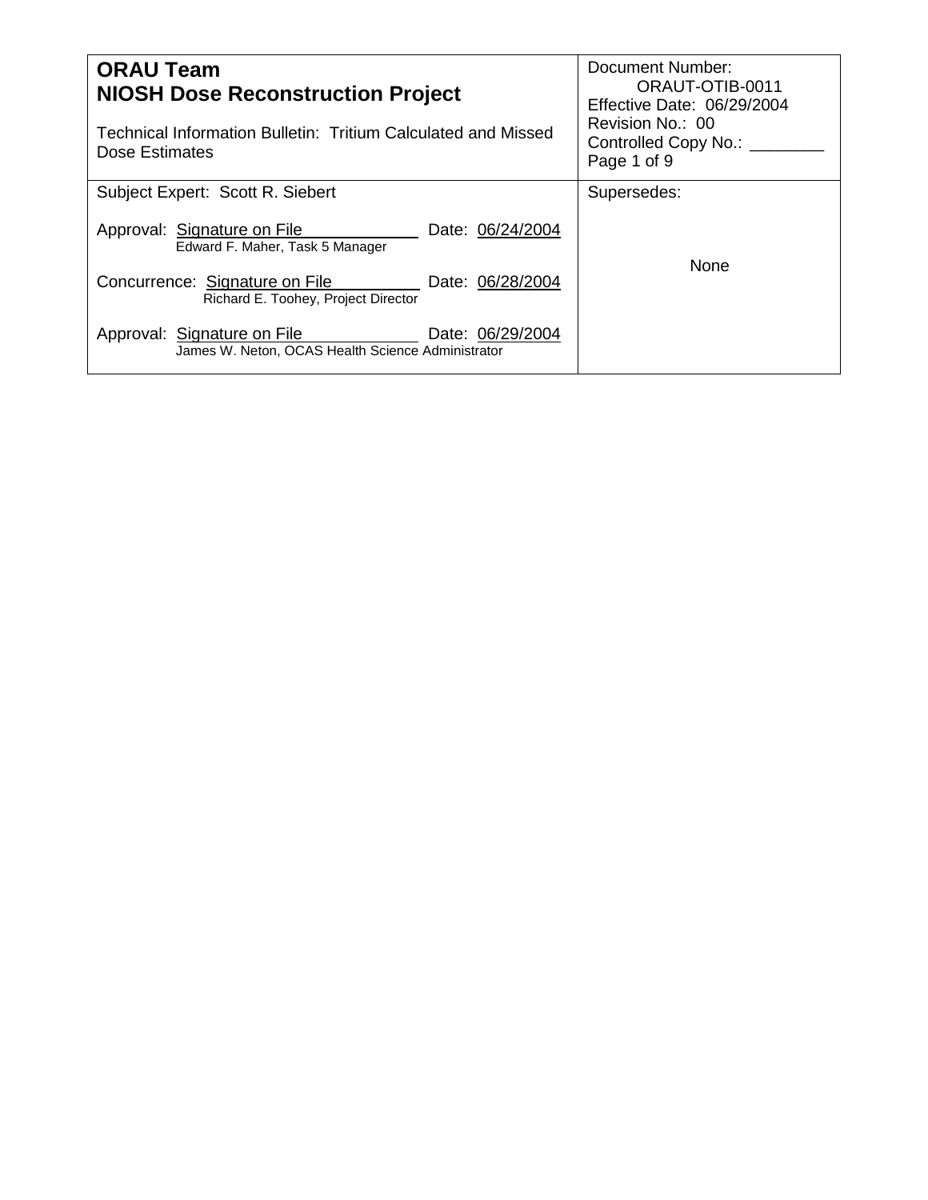| **ORAU Team**<br>**NIOSH Dose Reconstruction Project**<br><br>Technical Information Bulletin: Tritium Calculated and Missed Dose Estimates | Document Number: ORAUT-OTIB-0011<br>Effective Date: 06/29/2004<br>Revision No.: 00<br>Controlled Copy No.: ________<br>Page 1 of 9 |
| --- | --- |
| Subject Expert: Scott R. Siebert<br><br>Approval: Signature on File Date: 06/24/2004<br>Edward F. Maher, Task 5 Manager<br><br>Concurrence: Signature on File Date: 06/28/2004<br>Richard E. Toohey, Project Director<br><br>Approval: Signature on File Date: 06/29/2004<br>James W. Neton, OCAS Health Science Administrator | Supersedes:<br><br>None |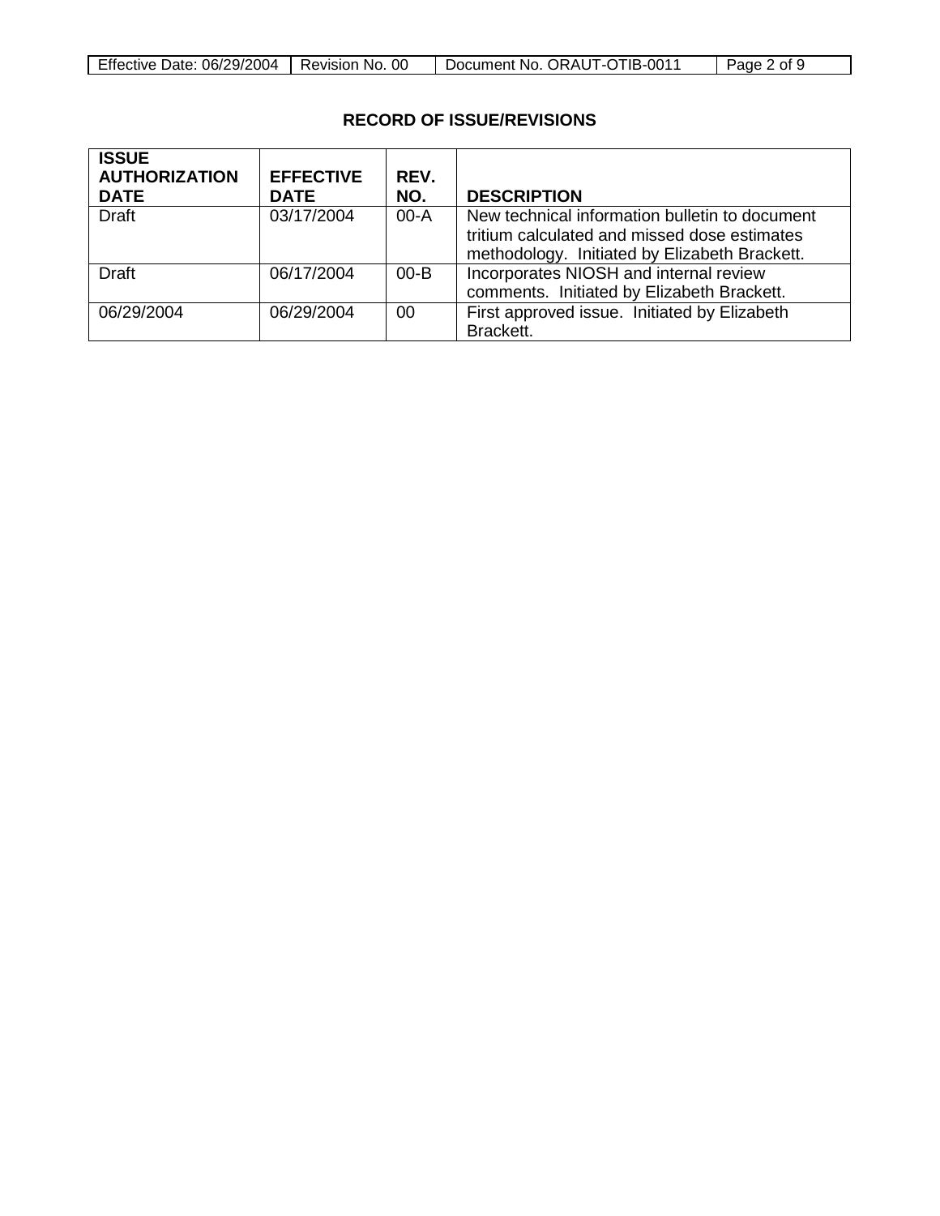## RECORD OF ISSUE/REVISIONS

| ISSUE AUTHORIZATION DATE | EFFECTIVE DATE | REV. NO. | DESCRIPTION |
|---|---|---|---|
| Draft | 03/17/2004 | 00-A | New technical information bulletin to document tritium calculated and missed dose estimates methodology. Initiated by Elizabeth Brackett. |
| Draft | 06/17/2004 | 00-B | Incorporates NIOSH and internal review comments. Initiated by Elizabeth Brackett. |
| 06/29/2004 | 06/29/2004 | 00 | First approved issue. Initiated by Elizabeth Brackett. |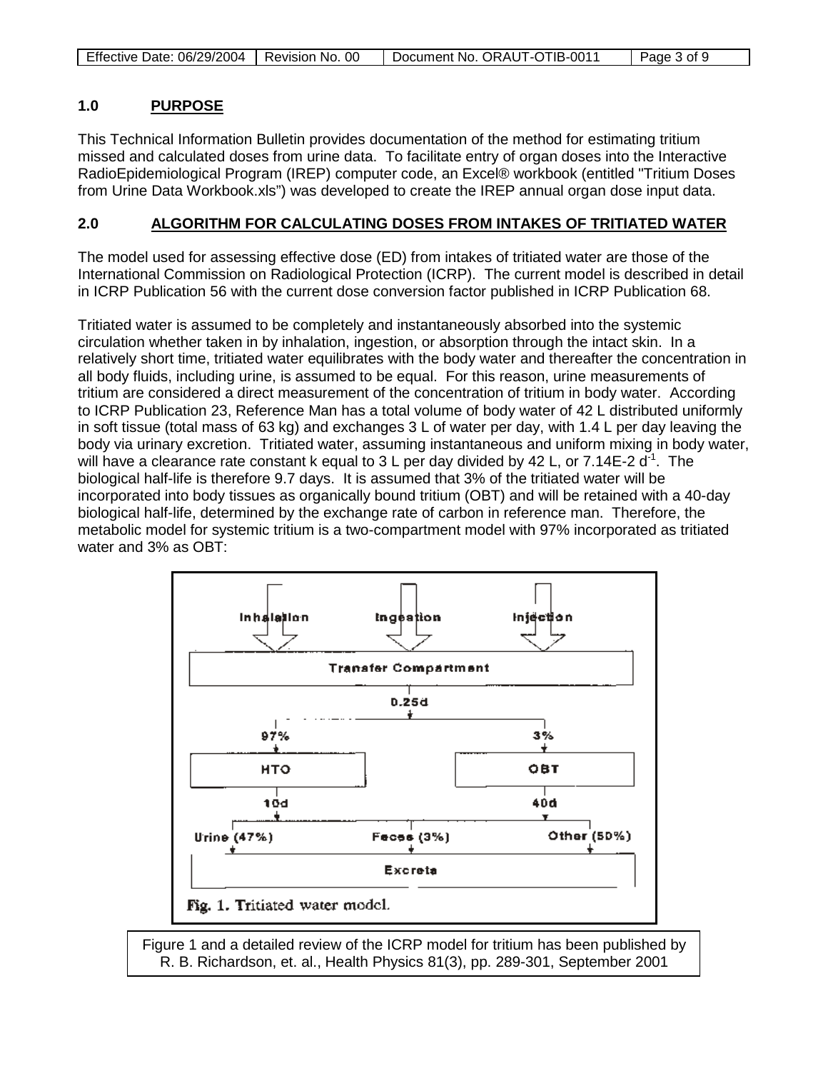## 1.0 PURPOSE

This Technical Information Bulletin provides documentation of the method for estimating tritium missed and calculated doses from urine data. To facilitate entry of organ doses into the Interactive RadioEpidemiological Program (IREP) computer code, an Excel® workbook (entitled "Tritium Doses from Urine Data Workbook.xls") was developed to create the IREP annual organ dose input data.

## 2.0 ALGORITHM FOR CALCULATING DOSES FROM INTAKES OF TRITIATED WATER

The model used for assessing effective dose (ED) from intakes of tritiated water are those of the International Commission on Radiological Protection (ICRP). The current model is described in detail in ICRP Publication 56 with the current dose conversion factor published in ICRP Publication 68.

Tritiated water is assumed to be completely and instantaneously absorbed into the systemic circulation whether taken in by inhalation, ingestion, or absorption through the intact skin. In a relatively short time, tritiated water equilibrates with the body water and thereafter the concentration in all body fluids, including urine, is assumed to be equal. For this reason, urine measurements of tritium are considered a direct measurement of the concentration of tritium in body water. According to ICRP Publication 23, Reference Man has a total volume of body water of 42 L distributed uniformly in soft tissue (total mass of 63 kg) and exchanges 3 L of water per day, with 1.4 L per day leaving the body via urinary excretion. Tritiated water, assuming instantaneous and uniform mixing in body water, will have a clearance rate constant k equal to 3 L per day divided by 42 L, or 7.14E-2 $d^{-1}$. The biological half-life is therefore 9.7 days. It is assumed that 3% of the tritiated water will be incorporated into body tissues as organically bound tritium (OBT) and will be retained with a 40-day biological half-life, determined by the exchange rate of carbon in reference man. Therefore, the metabolic model for systemic tritium is a two-compartment model with 97% incorporated as tritiated water and 3% as OBT:

Inhalation | Ingestion | Injection

Transfer Compartment

0.25d

97% | 3%

HTO | OBT

10d | 40d

Urine (47%) | Feces (3%) | Other (50%)

Excreta

Fig. 1. Tritiated water model.

Figure 1 and a detailed review of the ICRP model for tritium has been published by R. B. Richardson, et. al., Health Physics 81(3), pp. 289-301, September 2001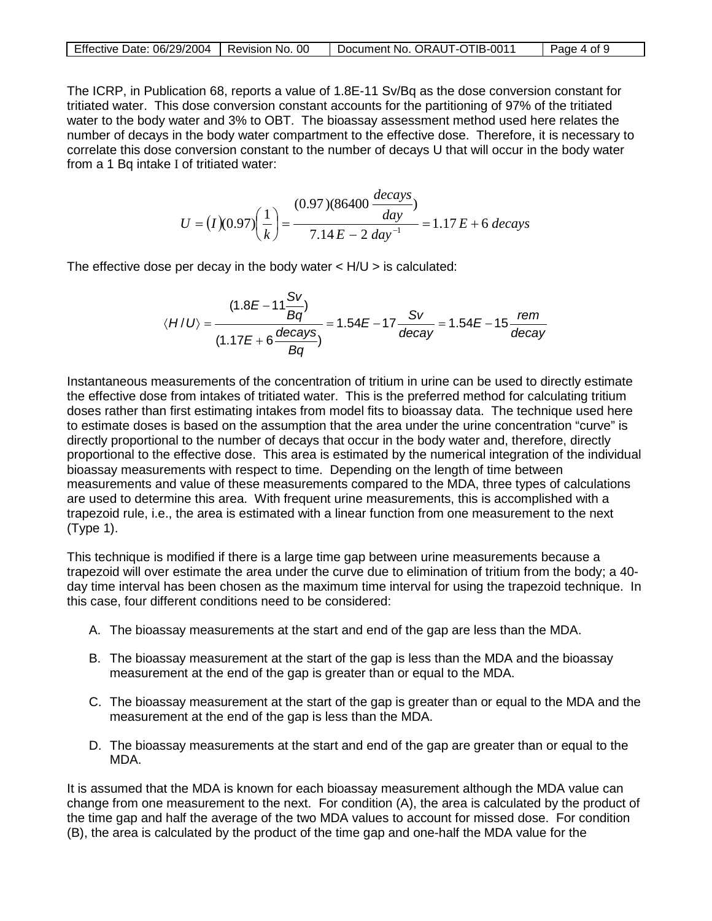The ICRP, in Publication 68, reports a value of 1.8E-11 Sv/Bq as the dose conversion constant for tritiated water. This dose conversion constant accounts for the partitioning of 97% of the tritiated water to the body water and 3% to OBT. The bioassay assessment method used here relates the number of decays in the body water compartment to the effective dose. Therefore, it is necessary to correlate this dose conversion constant to the number of decays U that will occur in the body water from a 1 Bq intake I of tritiated water:

$$U = (I)(0.97)\left(\frac{1}{k}\right) = \frac{(0.97)(86400\ \frac{decays}{day})}{7.14E-2\ day^{-1}} = 1.17E+6\ decays$$

The effective dose per decay in the body water < H/U > is calculated:

$$\langle H/U \rangle = \frac{(1.8E-11\frac{Sv}{Bq})}{(1.17E+6\frac{decays}{Bq})} = 1.54E-17\frac{Sv}{decay} = 1.54E-15\frac{rem}{decay}$$

Instantaneous measurements of the concentration of tritium in urine can be used to directly estimate the effective dose from intakes of tritiated water. This is the preferred method for calculating tritium doses rather than first estimating intakes from model fits to bioassay data. The technique used here to estimate doses is based on the assumption that the area under the urine concentration "curve" is directly proportional to the number of decays that occur in the body water and, therefore, directly proportional to the effective dose. This area is estimated by the numerical integration of the individual bioassay measurements with respect to time. Depending on the length of time between measurements and value of these measurements compared to the MDA, three types of calculations are used to determine this area. With frequent urine measurements, this is accomplished with a trapezoid rule, i.e., the area is estimated with a linear function from one measurement to the next (Type 1).

This technique is modified if there is a large time gap between urine measurements because a trapezoid will over estimate the area under the curve due to elimination of tritium from the body; a 40-day time interval has been chosen as the maximum time interval for using the trapezoid technique. In this case, four different conditions need to be considered:

A. The bioassay measurements at the start and end of the gap are less than the MDA.

B. The bioassay measurement at the start of the gap is less than the MDA and the bioassay measurement at the end of the gap is greater than or equal to the MDA.

C. The bioassay measurement at the start of the gap is greater than or equal to the MDA and the measurement at the end of the gap is less than the MDA.

D. The bioassay measurements at the start and end of the gap are greater than or equal to the MDA.

It is assumed that the MDA is known for each bioassay measurement although the MDA value can change from one measurement to the next. For condition (A), the area is calculated by the product of the time gap and half the average of the two MDA values to account for missed dose. For condition (B), the area is calculated by the product of the time gap and one-half the MDA value for the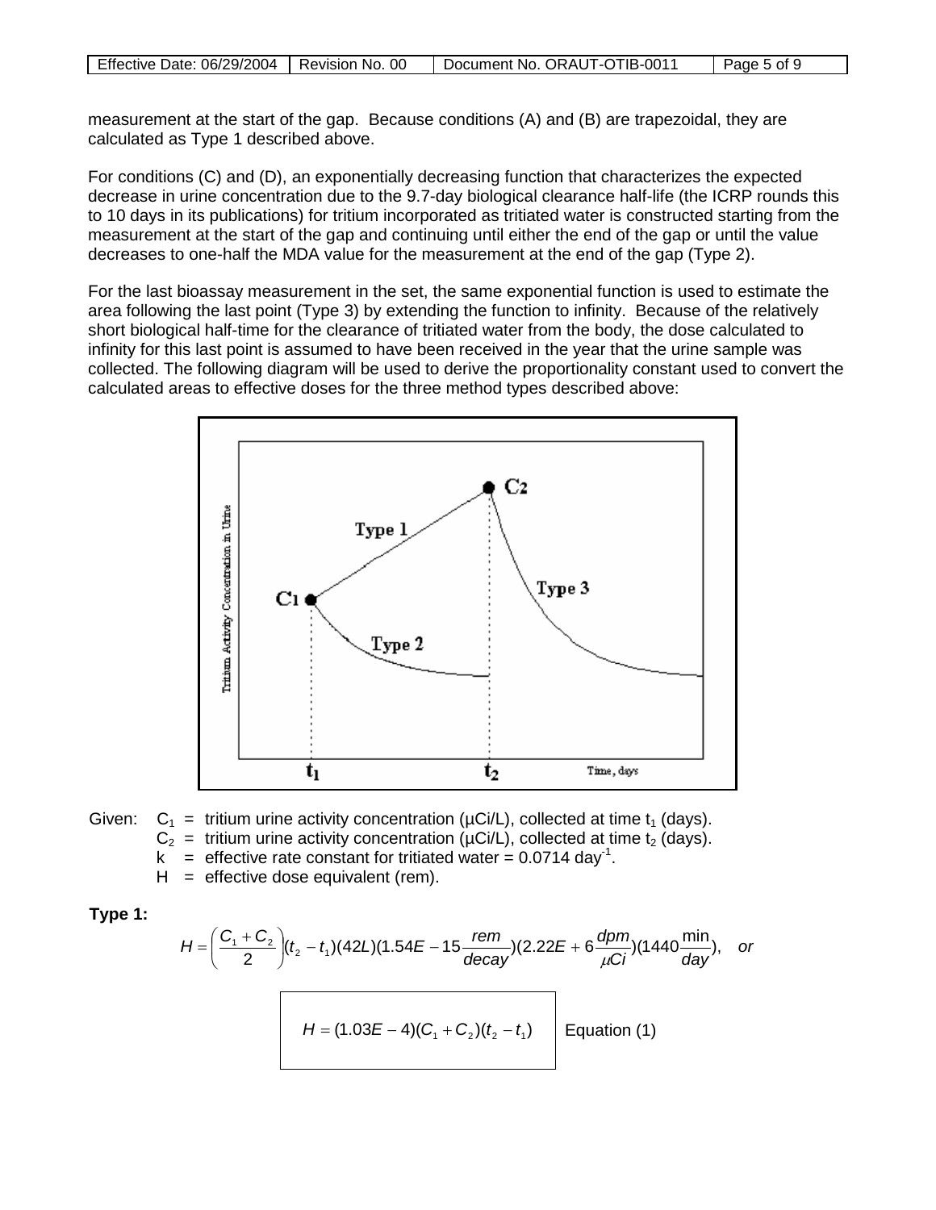measurement at the start of the gap. Because conditions (A) and (B) are trapezoidal, they are calculated as Type 1 described above.

For conditions (C) and (D), an exponentially decreasing function that characterizes the expected decrease in urine concentration due to the 9.7-day biological clearance half-life (the ICRP rounds this to 10 days in its publications) for tritium incorporated as tritiated water is constructed starting from the measurement at the start of the gap and continuing until either the end of the gap or until the value decreases to one-half the MDA value for the measurement at the end of the gap (Type 2).

For the last bioassay measurement in the set, the same exponential function is used to estimate the area following the last point (Type 3) by extending the function to infinity. Because of the relatively short biological half-time for the clearance of tritiated water from the body, the dose calculated to infinity for this last point is assumed to have been received in the year that the urine sample was collected. The following diagram will be used to derive the proportionality constant used to convert the calculated areas to effective doses for the three method types described above:

Given: $C_1$ = tritium urine activity concentration (µCi/L), collected at time $t_1$ (days).
$C_2$ = tritium urine activity concentration (µCi/L), collected at time $t_2$ (days).
$k$ = effective rate constant for tritiated water = 0.0714 $\text{day}^{-1}$.
$H$ = effective dose equivalent (rem).

**Type 1:**

$$H = \left(\frac{C_1 + C_2}{2}\right)(t_2 - t_1)(42L)(1.54E-15\frac{rem}{decay})(2.22E+6\frac{dpm}{\mu Ci})(1440\frac{\min}{day}), \quad or$$

$$H = (1.03E-4)(C_1 + C_2)(t_2 - t_1) \quad \text{Equation (1)}$$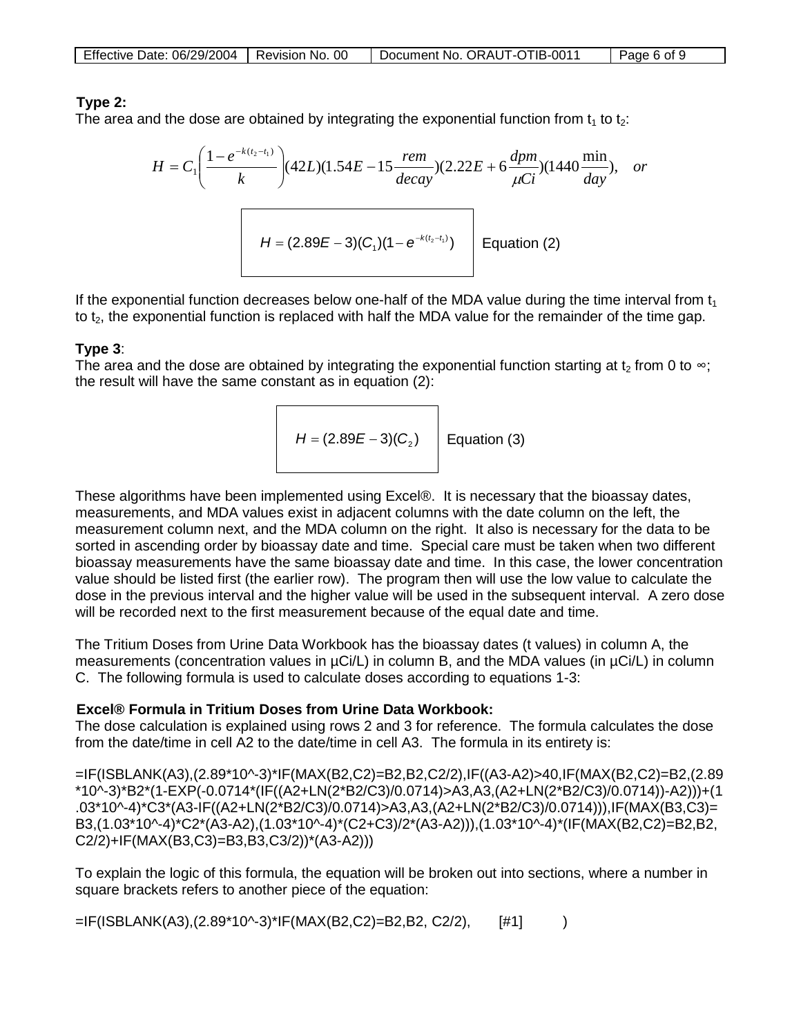**Type 2:**

The area and the dose are obtained by integrating the exponential function from $t_1$ to $t_2$:

$$H = C_1\left(\frac{1-e^{-k(t_2-t_1)}}{k}\right)(42L)(1.54E-15\frac{rem}{decay})(2.22E+6\frac{dpm}{\mu Ci})(1440\frac{\min}{day}), \quad or$$

$$H = (2.89E-3)(C_1)(1-e^{-k(t_2-t_1)}) \qquad \text{Equation (2)}$$

If the exponential function decreases below one-half of the MDA value during the time interval from $t_1$ to $t_2$, the exponential function is replaced with half the MDA value for the remainder of the time gap.

**Type 3**:

The area and the dose are obtained by integrating the exponential function starting at $t_2$ from 0 to ∞; the result will have the same constant as in equation (2):

$$H = (2.89E-3)(C_2) \qquad \text{Equation (3)}$$

These algorithms have been implemented using Excel®. It is necessary that the bioassay dates, measurements, and MDA values exist in adjacent columns with the date column on the left, the measurement column next, and the MDA column on the right. It also is necessary for the data to be sorted in ascending order by bioassay date and time. Special care must be taken when two different bioassay measurements have the same bioassay date and time. In this case, the lower concentration value should be listed first (the earlier row). The program then will use the low value to calculate the dose in the previous interval and the higher value will be used in the subsequent interval. A zero dose will be recorded next to the first measurement because of the equal date and time.

The Tritium Doses from Urine Data Workbook has the bioassay dates (t values) in column A, the measurements (concentration values in µCi/L) in column B, and the MDA values (in µCi/L) in column C. The following formula is used to calculate doses according to equations 1-3:

**Excel® Formula in Tritium Doses from Urine Data Workbook:**

The dose calculation is explained using rows 2 and 3 for reference. The formula calculates the dose from the date/time in cell A2 to the date/time in cell A3. The formula in its entirety is:

```
=IF(ISBLANK(A3),(2.89*10^-3)*IF(MAX(B2,C2)=B2,B2,C2/2),IF((A3-A2)>40,IF(MAX(B2,C2)=B2,(2.89*10^-3)*B2*(1-EXP(-0.0714*(IF((A2+LN(2*B2/C3)/0.0714)>A3,A3,(A2+LN(2*B2/C3)/0.0714))-A2)))+(1.03*10^-4)*C3*(A3-IF((A2+LN(2*B2/C3)/0.0714)>A3,A3,(A2+LN(2*B2/C3)/0.0714))),IF(MAX(B3,C3)=B3,(1.03*10^-4)*C2*(A3-A2),(1.03*10^-4)*(C2+C3)/2*(A3-A2))),(1.03*10^-4)*(IF(MAX(B2,C2)=B2,B2,C2/2)+IF(MAX(B3,C3)=B3,B3,C3/2))*(A3-A2)))
```

To explain the logic of this formula, the equation will be broken out into sections, where a number in square brackets refers to another piece of the equation:

```
=IF(ISBLANK(A3),(2.89*10^-3)*IF(MAX(B2,C2)=B2,B2, C2/2),      [#1]        )
```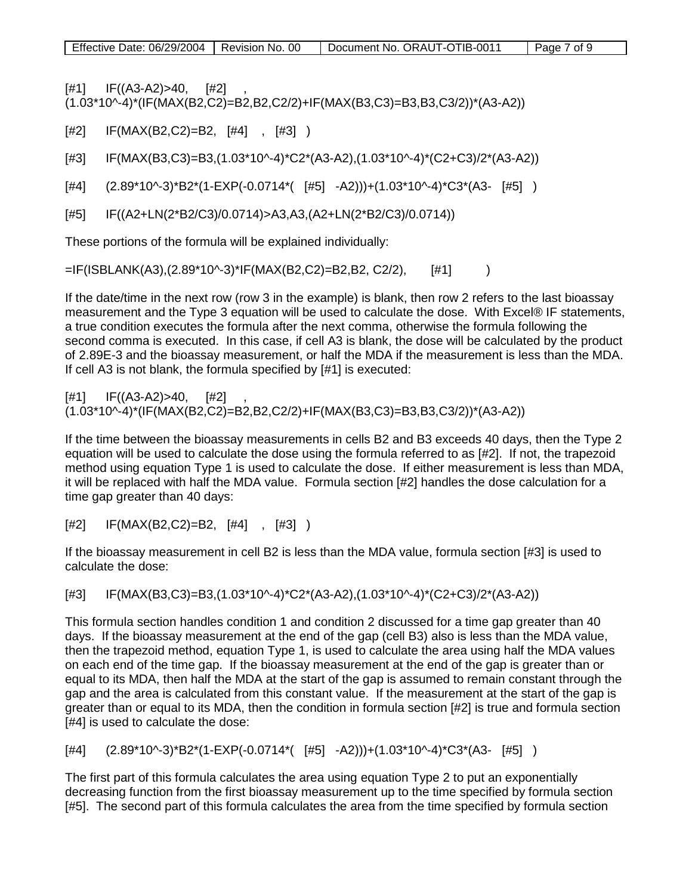[#1] IF((A3-A2)>40, [#2] , (1.03*10^-4)*(IF(MAX(B2,C2)=B2,B2,C2/2)+IF(MAX(B3,C3)=B3,B3,C3/2))*(A3-A2))

[#2] IF(MAX(B2,C2)=B2, [#4] , [#3] )

[#3] IF(MAX(B3,C3)=B3,(1.03*10^-4)*C2*(A3-A2),(1.03*10^-4)*(C2+C3)/2*(A3-A2))

[#4] (2.89*10^-3)*B2*(1-EXP(-0.0714*( [#5] -A2)))+(1.03*10^-4)*C3*(A3- [#5] )

[#5] IF((A2+LN(2*B2/C3)/0.0714)>A3,A3,(A2+LN(2*B2/C3)/0.0714))

These portions of the formula will be explained individually:

=IF(ISBLANK(A3),(2.89*10^-3)*IF(MAX(B2,C2)=B2,B2, C2/2), [#1] )

If the date/time in the next row (row 3 in the example) is blank, then row 2 refers to the last bioassay measurement and the Type 3 equation will be used to calculate the dose. With Excel® IF statements, a true condition executes the formula after the next comma, otherwise the formula following the second comma is executed. In this case, if cell A3 is blank, the dose will be calculated by the product of 2.89E-3 and the bioassay measurement, or half the MDA if the measurement is less than the MDA. If cell A3 is not blank, the formula specified by [#1] is executed:

[#1] IF((A3-A2)>40, [#2] , (1.03*10^-4)*(IF(MAX(B2,C2)=B2,B2,C2/2)+IF(MAX(B3,C3)=B3,B3,C3/2))*(A3-A2))

If the time between the bioassay measurements in cells B2 and B3 exceeds 40 days, then the Type 2 equation will be used to calculate the dose using the formula referred to as [#2]. If not, the trapezoid method using equation Type 1 is used to calculate the dose. If either measurement is less than MDA, it will be replaced with half the MDA value. Formula section [#2] handles the dose calculation for a time gap greater than 40 days:

[#2] IF(MAX(B2,C2)=B2, [#4] , [#3] )

If the bioassay measurement in cell B2 is less than the MDA value, formula section [#3] is used to calculate the dose:

[#3] IF(MAX(B3,C3)=B3,(1.03*10^-4)*C2*(A3-A2),(1.03*10^-4)*(C2+C3)/2*(A3-A2))

This formula section handles condition 1 and condition 2 discussed for a time gap greater than 40 days. If the bioassay measurement at the end of the gap (cell B3) also is less than the MDA value, then the trapezoid method, equation Type 1, is used to calculate the area using half the MDA values on each end of the time gap. If the bioassay measurement at the end of the gap is greater than or equal to its MDA, then half the MDA at the start of the gap is assumed to remain constant through the gap and the area is calculated from this constant value. If the measurement at the start of the gap is greater than or equal to its MDA, then the condition in formula section [#2] is true and formula section [#4] is used to calculate the dose:

[#4] (2.89*10^-3)*B2*(1-EXP(-0.0714*( [#5] -A2)))+(1.03*10^-4)*C3*(A3- [#5] )

The first part of this formula calculates the area using equation Type 2 to put an exponentially decreasing function from the first bioassay measurement up to the time specified by formula section [#5]. The second part of this formula calculates the area from the time specified by formula section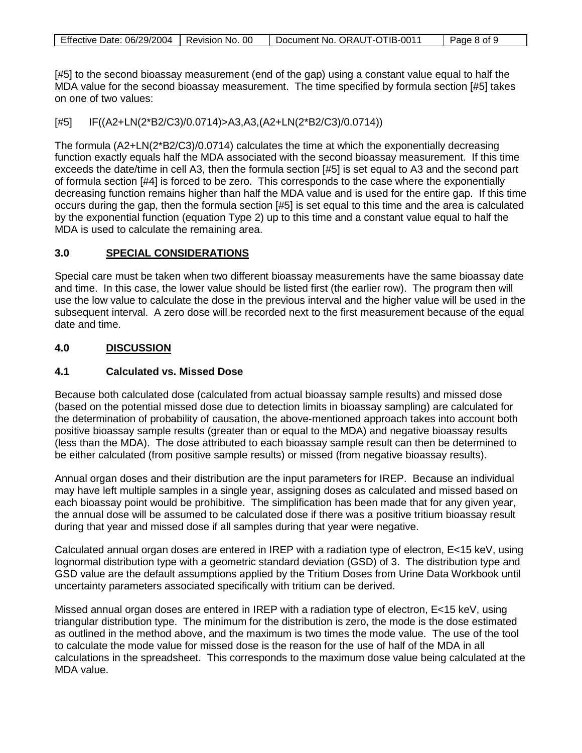[#5] to the second bioassay measurement (end of the gap) using a constant value equal to half the MDA value for the second bioassay measurement. The time specified by formula section [#5] takes on one of two values:

[#5] IF((A2+LN(2*B2/C3)/0.0714)>A3,A3,(A2+LN(2*B2/C3)/0.0714))

The formula (A2+LN(2*B2/C3)/0.0714) calculates the time at which the exponentially decreasing function exactly equals half the MDA associated with the second bioassay measurement. If this time exceeds the date/time in cell A3, then the formula section [#5] is set equal to A3 and the second part of formula section [#4] is forced to be zero. This corresponds to the case where the exponentially decreasing function remains higher than half the MDA value and is used for the entire gap. If this time occurs during the gap, then the formula section [#5] is set equal to this time and the area is calculated by the exponential function (equation Type 2) up to this time and a constant value equal to half the MDA is used to calculate the remaining area.

## 3.0 SPECIAL CONSIDERATIONS

Special care must be taken when two different bioassay measurements have the same bioassay date and time. In this case, the lower value should be listed first (the earlier row). The program then will use the low value to calculate the dose in the previous interval and the higher value will be used in the subsequent interval. A zero dose will be recorded next to the first measurement because of the equal date and time.

## 4.0 DISCUSSION

### 4.1 Calculated vs. Missed Dose

Because both calculated dose (calculated from actual bioassay sample results) and missed dose (based on the potential missed dose due to detection limits in bioassay sampling) are calculated for the determination of probability of causation, the above-mentioned approach takes into account both positive bioassay sample results (greater than or equal to the MDA) and negative bioassay results (less than the MDA). The dose attributed to each bioassay sample result can then be determined to be either calculated (from positive sample results) or missed (from negative bioassay results).

Annual organ doses and their distribution are the input parameters for IREP. Because an individual may have left multiple samples in a single year, assigning doses as calculated and missed based on each bioassay point would be prohibitive. The simplification has been made that for any given year, the annual dose will be assumed to be calculated dose if there was a positive tritium bioassay result during that year and missed dose if all samples during that year were negative.

Calculated annual organ doses are entered in IREP with a radiation type of electron, E<15 keV, using lognormal distribution type with a geometric standard deviation (GSD) of 3. The distribution type and GSD value are the default assumptions applied by the Tritium Doses from Urine Data Workbook until uncertainty parameters associated specifically with tritium can be derived.

Missed annual organ doses are entered in IREP with a radiation type of electron, E<15 keV, using triangular distribution type. The minimum for the distribution is zero, the mode is the dose estimated as outlined in the method above, and the maximum is two times the mode value. The use of the tool to calculate the mode value for missed dose is the reason for the use of half of the MDA in all calculations in the spreadsheet. This corresponds to the maximum dose value being calculated at the MDA value.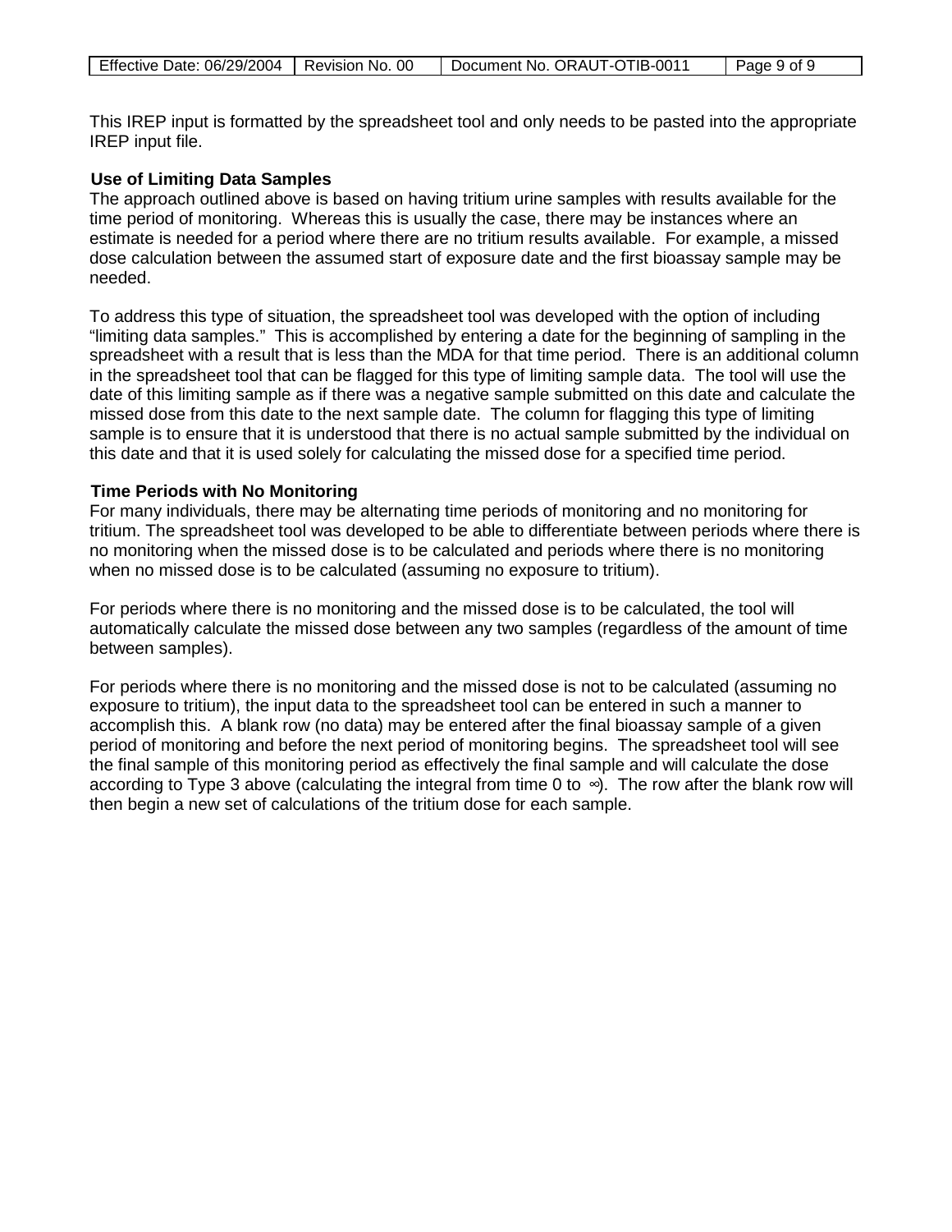This IREP input is formatted by the spreadsheet tool and only needs to be pasted into the appropriate IREP input file.

### Use of Limiting Data Samples

The approach outlined above is based on having tritium urine samples with results available for the time period of monitoring. Whereas this is usually the case, there may be instances where an estimate is needed for a period where there are no tritium results available. For example, a missed dose calculation between the assumed start of exposure date and the first bioassay sample may be needed.

To address this type of situation, the spreadsheet tool was developed with the option of including "limiting data samples." This is accomplished by entering a date for the beginning of sampling in the spreadsheet with a result that is less than the MDA for that time period. There is an additional column in the spreadsheet tool that can be flagged for this type of limiting sample data. The tool will use the date of this limiting sample as if there was a negative sample submitted on this date and calculate the missed dose from this date to the next sample date. The column for flagging this type of limiting sample is to ensure that it is understood that there is no actual sample submitted by the individual on this date and that it is used solely for calculating the missed dose for a specified time period.

### Time Periods with No Monitoring

For many individuals, there may be alternating time periods of monitoring and no monitoring for tritium. The spreadsheet tool was developed to be able to differentiate between periods where there is no monitoring when the missed dose is to be calculated and periods where there is no monitoring when no missed dose is to be calculated (assuming no exposure to tritium).

For periods where there is no monitoring and the missed dose is to be calculated, the tool will automatically calculate the missed dose between any two samples (regardless of the amount of time between samples).

For periods where there is no monitoring and the missed dose is not to be calculated (assuming no exposure to tritium), the input data to the spreadsheet tool can be entered in such a manner to accomplish this. A blank row (no data) may be entered after the final bioassay sample of a given period of monitoring and before the next period of monitoring begins. The spreadsheet tool will see the final sample of this monitoring period as effectively the final sample and will calculate the dose according to Type 3 above (calculating the integral from time 0 to $\infty$). The row after the blank row will then begin a new set of calculations of the tritium dose for each sample.